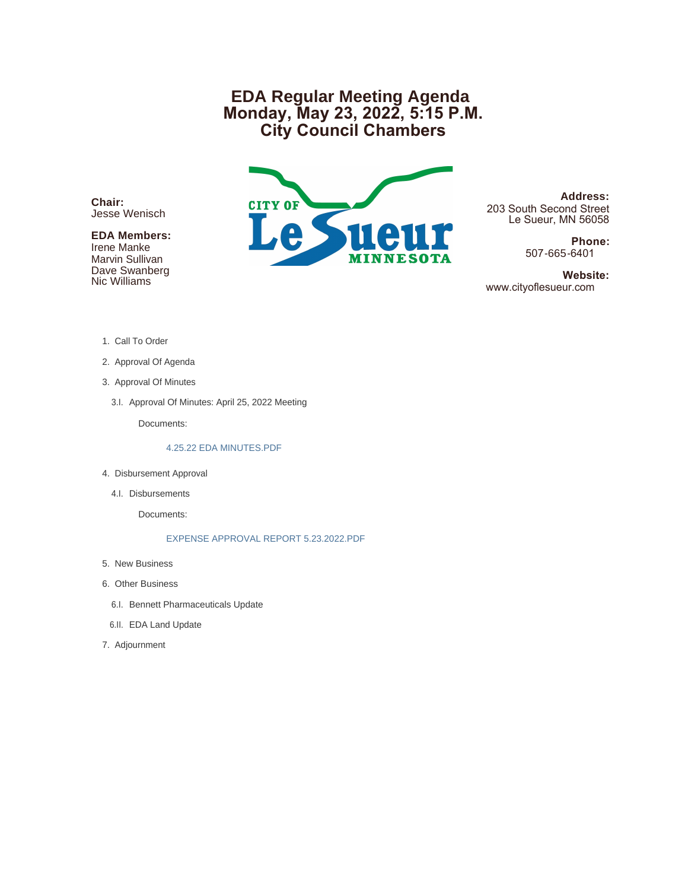# EDA Regular Meeting Agenda
# Monday, May 23, 2022, 5:15 P.M.
# City Council Chambers

**Chair:**
Jesse Wenisch

**EDA Members:**
Irene Manke
Marvin Sullivan
Dave Swanberg
Nic Williams

CITY OF Le Sueur MINNESOTA

**Address:**
203 South Second Street
Le Sueur, MN 56058

**Phone:**
507-665-6401

**Website:**
www.cityoflesueur.com

1. Call To Order
2. Approval Of Agenda
3. Approval Of Minutes
   - 3.I. Approval Of Minutes: April 25, 2022 Meeting

     Documents:

     4.25.22 EDA MINUTES.PDF
4. Disbursement Approval
   - 4.I. Disbursements

     Documents:

     EXPENSE APPROVAL REPORT 5.23.2022.PDF
5. New Business
6. Other Business
   - 6.I. Bennett Pharmaceuticals Update
   - 6.II. EDA Land Update
7. Adjournment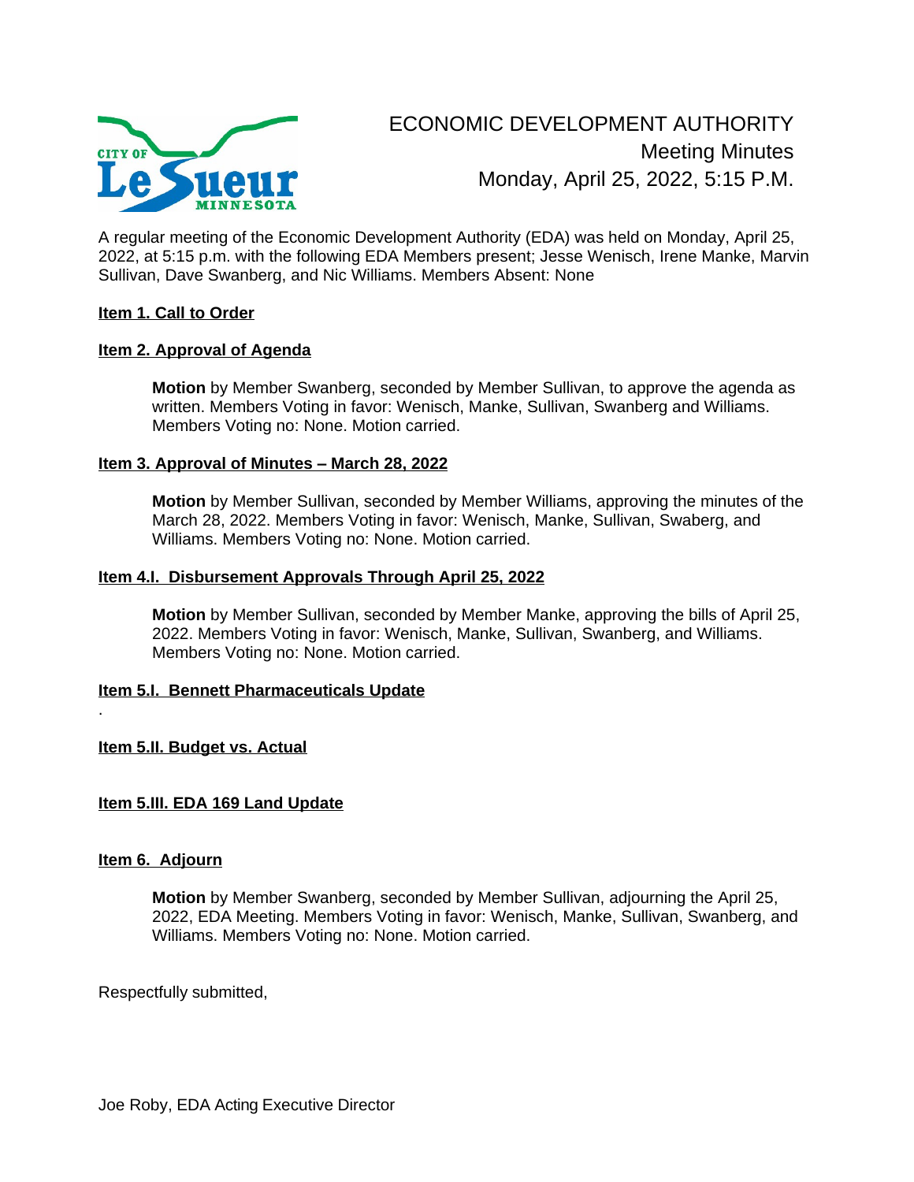CITY OF Le Sueur MINNESOTA

# ECONOMIC DEVELOPMENT AUTHORITY

## Meeting Minutes

## Monday, April 25, 2022, 5:15 P.M.

A regular meeting of the Economic Development Authority (EDA) was held on Monday, April 25, 2022, at 5:15 p.m. with the following EDA Members present; Jesse Wenisch, Irene Manke, Marvin Sullivan, Dave Swanberg, and Nic Williams. Members Absent: None

**Item 1. Call to Order**

**Item 2. Approval of Agenda**

> **Motion** by Member Swanberg, seconded by Member Sullivan, to approve the agenda as written. Members Voting in favor: Wenisch, Manke, Sullivan, Swanberg and Williams. Members Voting no: None. Motion carried.

**Item 3. Approval of Minutes – March 28, 2022**

> **Motion** by Member Sullivan, seconded by Member Williams, approving the minutes of the March 28, 2022. Members Voting in favor: Wenisch, Manke, Sullivan, Swaberg, and Williams. Members Voting no: None. Motion carried.

**Item 4.I. Disbursement Approvals Through April 25, 2022**

> **Motion** by Member Sullivan, seconded by Member Manke, approving the bills of April 25, 2022. Members Voting in favor: Wenisch, Manke, Sullivan, Swanberg, and Williams. Members Voting no: None. Motion carried.

**Item 5.I. Bennett Pharmaceuticals Update**

.

**Item 5.II. Budget vs. Actual**

**Item 5.III. EDA 169 Land Update**

**Item 6. Adjourn**

> **Motion** by Member Swanberg, seconded by Member Sullivan, adjourning the April 25, 2022, EDA Meeting. Members Voting in favor: Wenisch, Manke, Sullivan, Swanberg, and Williams. Members Voting no: None. Motion carried.

Respectfully submitted,

Joe Roby, EDA Acting Executive Director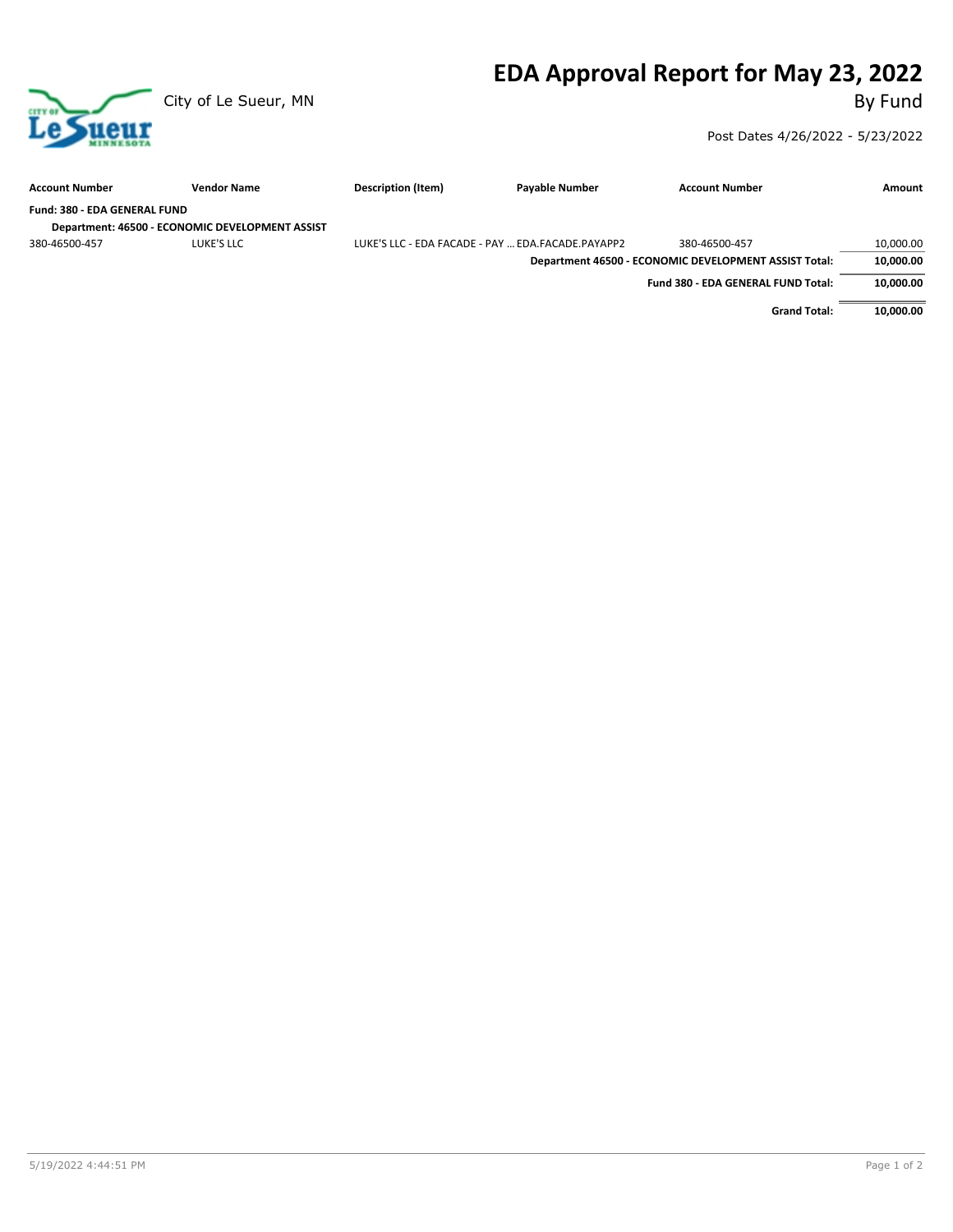# EDA Approval Report for May 23, 2022

City of Le Sueur, MN

By Fund

Post Dates 4/26/2022 - 5/23/2022

| Account Number | Vendor Name | Description (Item) | Payable Number | Account Number | Amount |
|---|---|---|---|---|---|
| **Fund: 380 - EDA GENERAL FUND** | | | | | |
| **Department: 46500 - ECONOMIC DEVELOPMENT ASSIST** | | | | | |
| 380-46500-457 | LUKE'S LLC | LUKE'S LLC - EDA FACADE - PAY ... | EDA.FACADE.PAYAPP2 | 380-46500-457 | 10,000.00 |
| | | | | **Department 46500 - ECONOMIC DEVELOPMENT ASSIST Total:** | **10,000.00** |
| | | | | **Fund 380 - EDA GENERAL FUND Total:** | **10,000.00** |
| | | | | **Grand Total:** | **10,000.00** |

5/19/2022 4:44:51 PM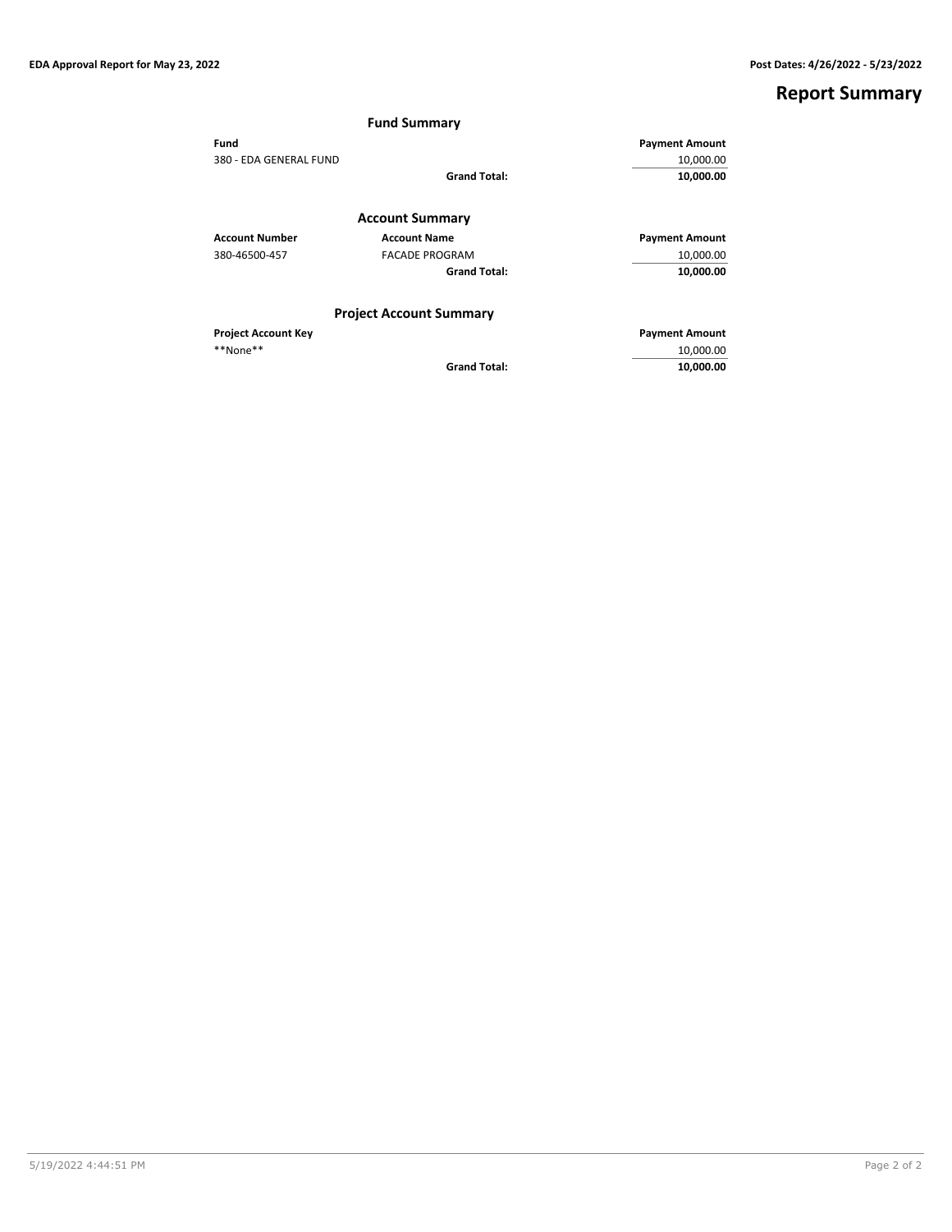# Report Summary

## Fund Summary

| Fund | | Payment Amount |
|---|---|---|
| 380 - EDA GENERAL FUND | | 10,000.00 |
| | **Grand Total:** | **10,000.00** |

## Account Summary

| Account Number | Account Name | Payment Amount |
|---|---|---|
| 380-46500-457 | FACADE PROGRAM | 10,000.00 |
| | **Grand Total:** | **10,000.00** |

## Project Account Summary

| Project Account Key | | Payment Amount |
|---|---|---|
| **None** | | 10,000.00 |
| | **Grand Total:** | **10,000.00** |